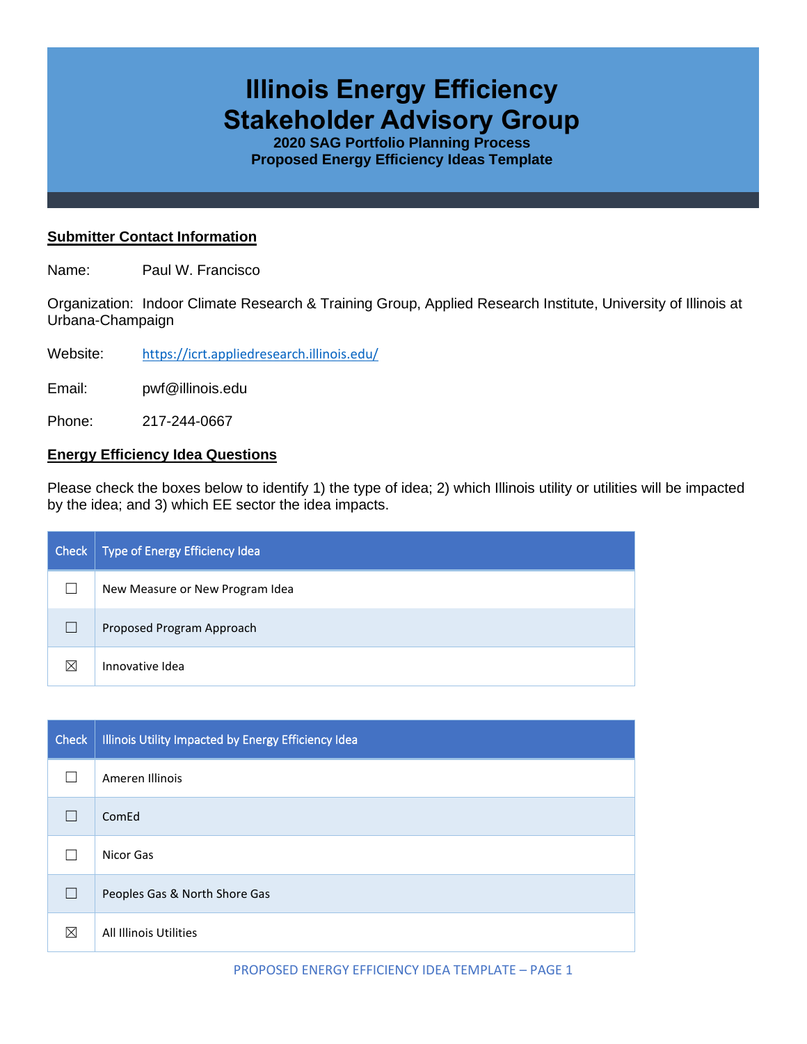# Illinois Energy Efficiency Stakeholder Advisory Group

**2020 SAG Portfolio Planning Process**
**Proposed Energy Efficiency Ideas Template**

## Submitter Contact Information

Name: Paul W. Francisco

Organization: Indoor Climate Research & Training Group, Applied Research Institute, University of Illinois at Urbana-Champaign

Website: https://icrt.appliedresearch.illinois.edu/

Email: pwf@illinois.edu

Phone: 217-244-0667

## Energy Efficiency Idea Questions

Please check the boxes below to identify 1) the type of idea; 2) which Illinois utility or utilities will be impacted by the idea; and 3) which EE sector the idea impacts.

| Check | Type of Energy Efficiency Idea |
|---|---|
| ☐ | New Measure or New Program Idea |
| ☐ | Proposed Program Approach |
| ☒ | Innovative Idea |

| Check | Illinois Utility Impacted by Energy Efficiency Idea |
|---|---|
| ☐ | Ameren Illinois |
| ☐ | ComEd |
| ☐ | Nicor Gas |
| ☐ | Peoples Gas & North Shore Gas |
| ☒ | All Illinois Utilities |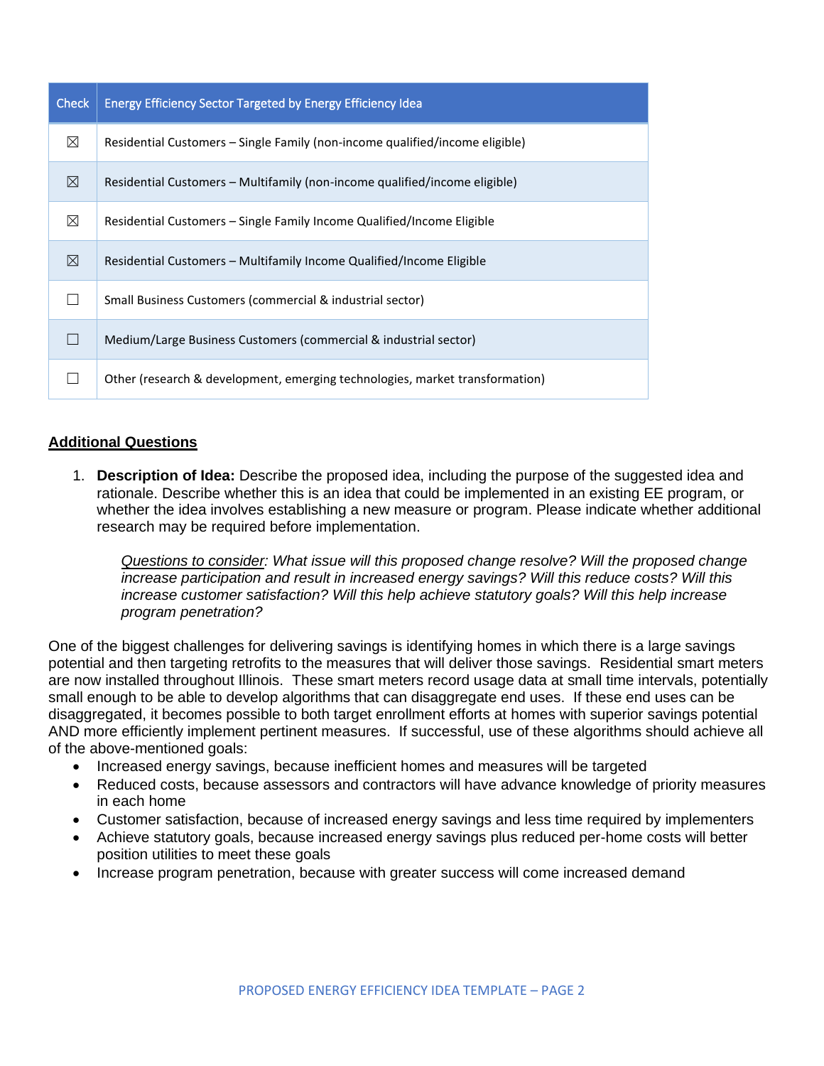| Check | Energy Efficiency Sector Targeted by Energy Efficiency Idea |
|---|---|
| ☒ | Residential Customers – Single Family (non-income qualified/income eligible) |
| ☒ | Residential Customers – Multifamily (non-income qualified/income eligible) |
| ☒ | Residential Customers – Single Family Income Qualified/Income Eligible |
| ☒ | Residential Customers – Multifamily Income Qualified/Income Eligible |
| ☐ | Small Business Customers (commercial & industrial sector) |
| ☐ | Medium/Large Business Customers (commercial & industrial sector) |
| ☐ | Other (research & development, emerging technologies, market transformation) |

## Additional Questions

1. **Description of Idea:** Describe the proposed idea, including the purpose of the suggested idea and rationale. Describe whether this is an idea that could be implemented in an existing EE program, or whether the idea involves establishing a new measure or program. Please indicate whether additional research may be required before implementation.

   *Questions to consider: What issue will this proposed change resolve? Will the proposed change increase participation and result in increased energy savings? Will this reduce costs? Will this increase customer satisfaction? Will this help achieve statutory goals? Will this help increase program penetration?*

One of the biggest challenges for delivering savings is identifying homes in which there is a large savings potential and then targeting retrofits to the measures that will deliver those savings. Residential smart meters are now installed throughout Illinois. These smart meters record usage data at small time intervals, potentially small enough to be able to develop algorithms that can disaggregate end uses. If these end uses can be disaggregated, it becomes possible to both target enrollment efforts at homes with superior savings potential AND more efficiently implement pertinent measures. If successful, use of these algorithms should achieve all of the above-mentioned goals:

- Increased energy savings, because inefficient homes and measures will be targeted
- Reduced costs, because assessors and contractors will have advance knowledge of priority measures in each home
- Customer satisfaction, because of increased energy savings and less time required by implementers
- Achieve statutory goals, because increased energy savings plus reduced per-home costs will better position utilities to meet these goals
- Increase program penetration, because with greater success will come increased demand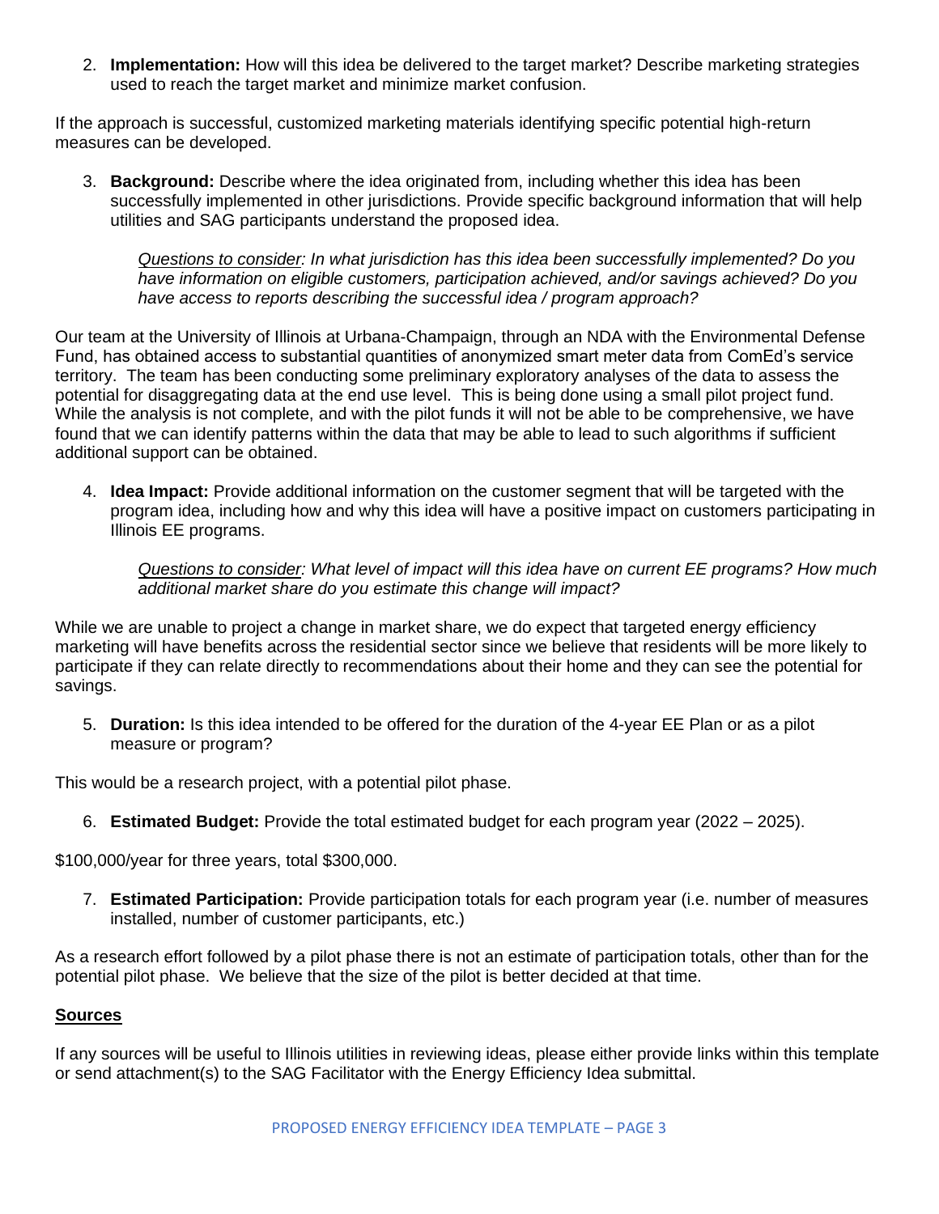2. **Implementation:** How will this idea be delivered to the target market? Describe marketing strategies used to reach the target market and minimize market confusion.

If the approach is successful, customized marketing materials identifying specific potential high-return measures can be developed.

3. **Background:** Describe where the idea originated from, including whether this idea has been successfully implemented in other jurisdictions. Provide specific background information that will help utilities and SAG participants understand the proposed idea.

   *Questions to consider: In what jurisdiction has this idea been successfully implemented? Do you have information on eligible customers, participation achieved, and/or savings achieved? Do you have access to reports describing the successful idea / program approach?*

Our team at the University of Illinois at Urbana-Champaign, through an NDA with the Environmental Defense Fund, has obtained access to substantial quantities of anonymized smart meter data from ComEd's service territory. The team has been conducting some preliminary exploratory analyses of the data to assess the potential for disaggregating data at the end use level. This is being done using a small pilot project fund. While the analysis is not complete, and with the pilot funds it will not be able to be comprehensive, we have found that we can identify patterns within the data that may be able to lead to such algorithms if sufficient additional support can be obtained.

4. **Idea Impact:** Provide additional information on the customer segment that will be targeted with the program idea, including how and why this idea will have a positive impact on customers participating in Illinois EE programs.

   *Questions to consider: What level of impact will this idea have on current EE programs? How much additional market share do you estimate this change will impact?*

While we are unable to project a change in market share, we do expect that targeted energy efficiency marketing will have benefits across the residential sector since we believe that residents will be more likely to participate if they can relate directly to recommendations about their home and they can see the potential for savings.

5. **Duration:** Is this idea intended to be offered for the duration of the 4-year EE Plan or as a pilot measure or program?

This would be a research project, with a potential pilot phase.

6. **Estimated Budget:** Provide the total estimated budget for each program year (2022 – 2025).

$100,000/year for three years, total $300,000.

7. **Estimated Participation:** Provide participation totals for each program year (i.e. number of measures installed, number of customer participants, etc.)

As a research effort followed by a pilot phase there is not an estimate of participation totals, other than for the potential pilot phase. We believe that the size of the pilot is better decided at that time.

## Sources

If any sources will be useful to Illinois utilities in reviewing ideas, please either provide links within this template or send attachment(s) to the SAG Facilitator with the Energy Efficiency Idea submittal.